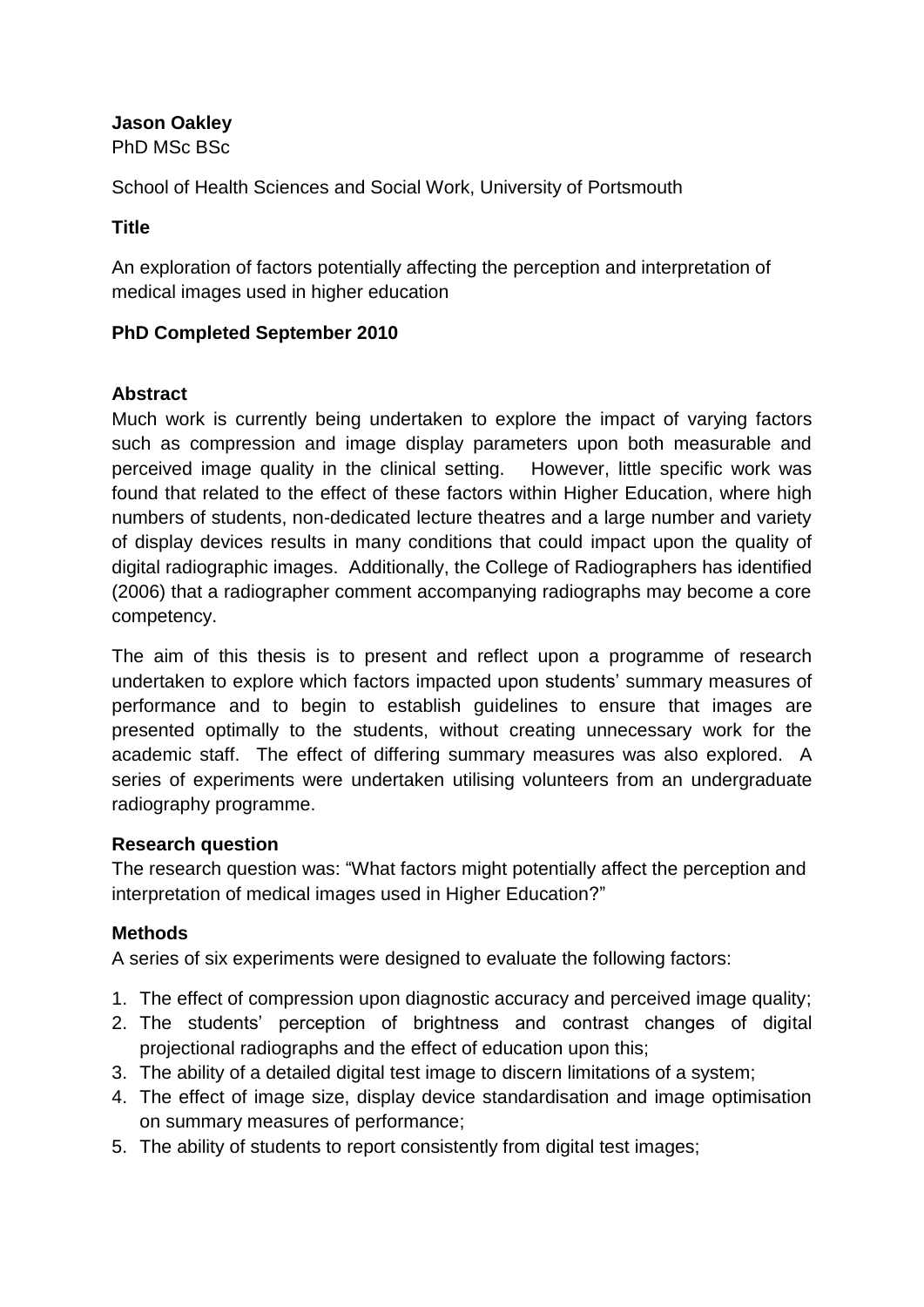**Jason Oakley**
PhD MSc BSc

School of Health Sciences and Social Work, University of Portsmouth

**Title**

An exploration of factors potentially affecting the perception and interpretation of medical images used in higher education

**PhD Completed September 2010**

**Abstract**

Much work is currently being undertaken to explore the impact of varying factors such as compression and image display parameters upon both measurable and perceived image quality in the clinical setting. However, little specific work was found that related to the effect of these factors within Higher Education, where high numbers of students, non-dedicated lecture theatres and a large number and variety of display devices results in many conditions that could impact upon the quality of digital radiographic images. Additionally, the College of Radiographers has identified (2006) that a radiographer comment accompanying radiographs may become a core competency.

The aim of this thesis is to present and reflect upon a programme of research undertaken to explore which factors impacted upon students' summary measures of performance and to begin to establish guidelines to ensure that images are presented optimally to the students, without creating unnecessary work for the academic staff. The effect of differing summary measures was also explored. A series of experiments were undertaken utilising volunteers from an undergraduate radiography programme.

**Research question**

The research question was: "What factors might potentially affect the perception and interpretation of medical images used in Higher Education?"

**Methods**

A series of six experiments were designed to evaluate the following factors:

1. The effect of compression upon diagnostic accuracy and perceived image quality;
2. The students' perception of brightness and contrast changes of digital projectional radiographs and the effect of education upon this;
3. The ability of a detailed digital test image to discern limitations of a system;
4. The effect of image size, display device standardisation and image optimisation on summary measures of performance;
5. The ability of students to report consistently from digital test images;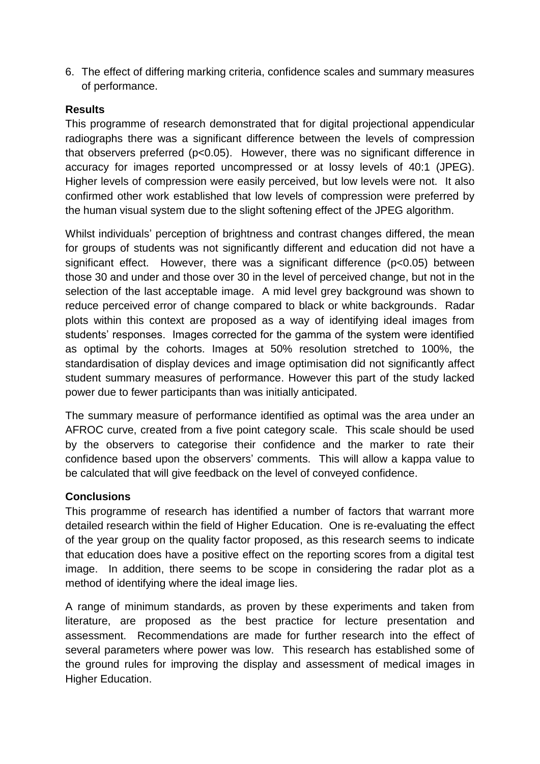6. The effect of differing marking criteria, confidence scales and summary measures of performance.

**Results**

This programme of research demonstrated that for digital projectional appendicular radiographs there was a significant difference between the levels of compression that observers preferred ($p<0.05$). However, there was no significant difference in accuracy for images reported uncompressed or at lossy levels of 40:1 (JPEG). Higher levels of compression were easily perceived, but low levels were not. It also confirmed other work established that low levels of compression were preferred by the human visual system due to the slight softening effect of the JPEG algorithm.

Whilst individuals' perception of brightness and contrast changes differed, the mean for groups of students was not significantly different and education did not have a significant effect. However, there was a significant difference ($p<0.05$) between those 30 and under and those over 30 in the level of perceived change, but not in the selection of the last acceptable image. A mid level grey background was shown to reduce perceived error of change compared to black or white backgrounds. Radar plots within this context are proposed as a way of identifying ideal images from students' responses. Images corrected for the gamma of the system were identified as optimal by the cohorts. Images at 50% resolution stretched to 100%, the standardisation of display devices and image optimisation did not significantly affect student summary measures of performance. However this part of the study lacked power due to fewer participants than was initially anticipated.

The summary measure of performance identified as optimal was the area under an AFROC curve, created from a five point category scale. This scale should be used by the observers to categorise their confidence and the marker to rate their confidence based upon the observers' comments. This will allow a kappa value to be calculated that will give feedback on the level of conveyed confidence.

**Conclusions**

This programme of research has identified a number of factors that warrant more detailed research within the field of Higher Education. One is re-evaluating the effect of the year group on the quality factor proposed, as this research seems to indicate that education does have a positive effect on the reporting scores from a digital test image. In addition, there seems to be scope in considering the radar plot as a method of identifying where the ideal image lies.

A range of minimum standards, as proven by these experiments and taken from literature, are proposed as the best practice for lecture presentation and assessment. Recommendations are made for further research into the effect of several parameters where power was low. This research has established some of the ground rules for improving the display and assessment of medical images in Higher Education.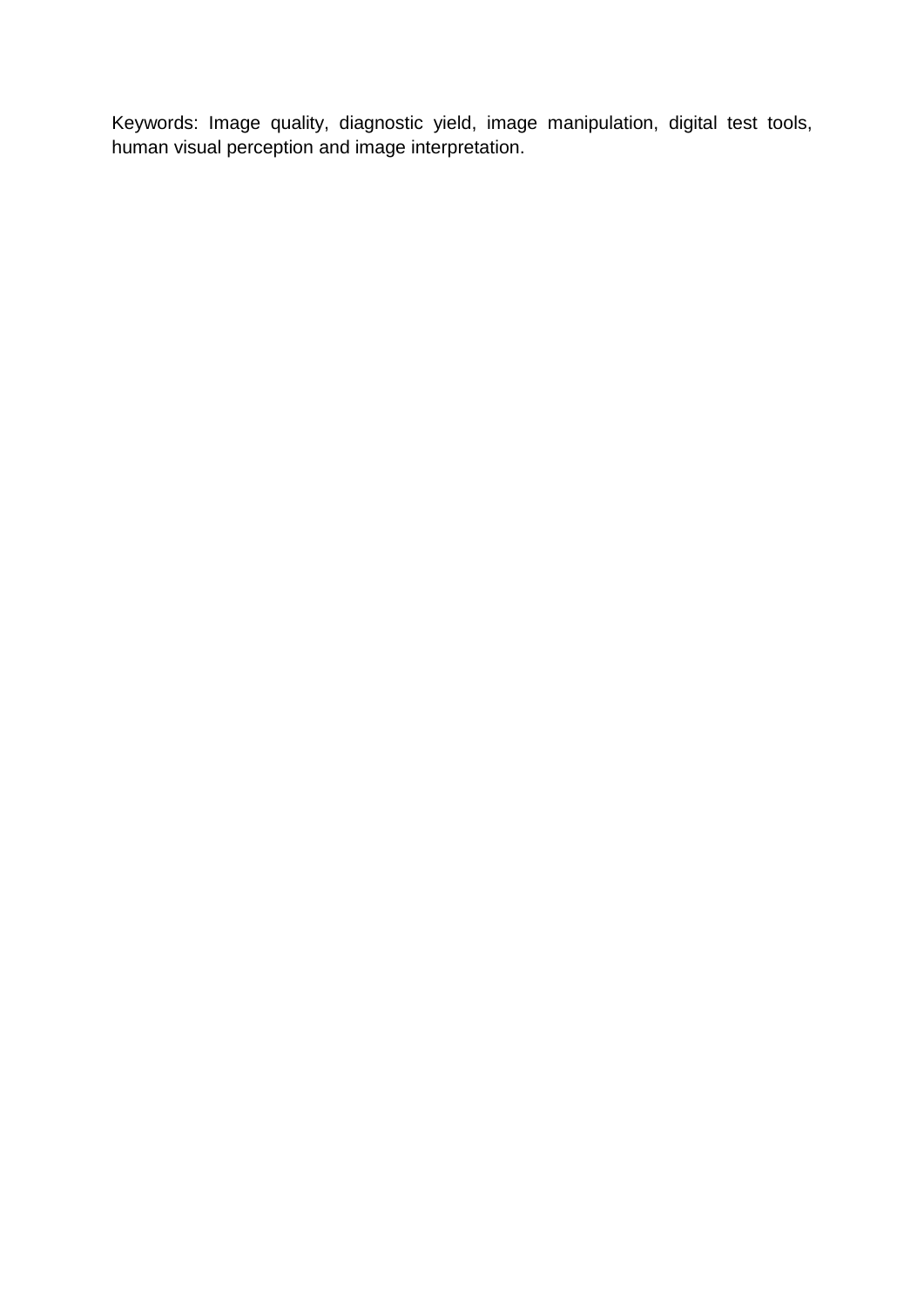Keywords: Image quality, diagnostic yield, image manipulation, digital test tools, human visual perception and image interpretation.